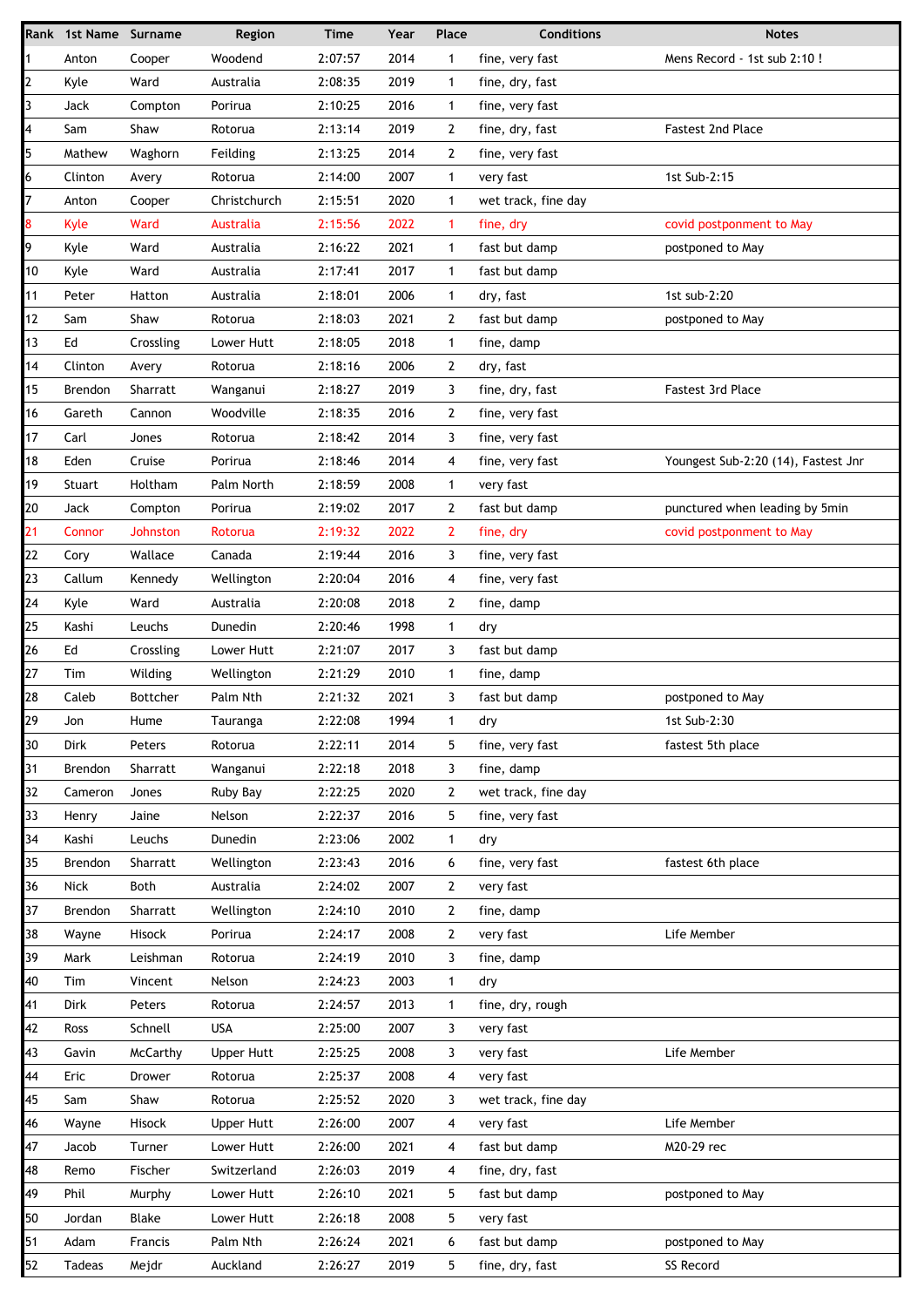| Rank | 1st Name | Surname | Region | Time | Year | Place | Conditions | Notes |
|---|---|---|---|---|---|---|---|---|
| 1 | Anton | Cooper | Woodend | 2:07:57 | 2014 | 1 | fine, very fast | Mens Record - 1st sub 2:10 ! |
| 2 | Kyle | Ward | Australia | 2:08:35 | 2019 | 1 | fine, dry, fast | |
| 3 | Jack | Compton | Porirua | 2:10:25 | 2016 | 1 | fine, very fast | |
| 4 | Sam | Shaw | Rotorua | 2:13:14 | 2019 | 2 | fine, dry, fast | Fastest 2nd Place |
| 5 | Mathew | Waghorn | Feilding | 2:13:25 | 2014 | 2 | fine, very fast | |
| 6 | Clinton | Avery | Rotorua | 2:14:00 | 2007 | 1 | very fast | 1st Sub-2:15 |
| 7 | Anton | Cooper | Christchurch | 2:15:51 | 2020 | 1 | wet track, fine day | |
| 8 | Kyle | Ward | Australia | 2:15:56 | 2022 | 1 | fine, dry | covid postponment to May |
| 9 | Kyle | Ward | Australia | 2:16:22 | 2021 | 1 | fast but damp | postponed to May |
| 10 | Kyle | Ward | Australia | 2:17:41 | 2017 | 1 | fast but damp | |
| 11 | Peter | Hatton | Australia | 2:18:01 | 2006 | 1 | dry, fast | 1st sub-2:20 |
| 12 | Sam | Shaw | Rotorua | 2:18:03 | 2021 | 2 | fast but damp | postponed to May |
| 13 | Ed | Crossling | Lower Hutt | 2:18:05 | 2018 | 1 | fine, damp | |
| 14 | Clinton | Avery | Rotorua | 2:18:16 | 2006 | 2 | dry, fast | |
| 15 | Brendon | Sharratt | Wanganui | 2:18:27 | 2019 | 3 | fine, dry, fast | Fastest 3rd Place |
| 16 | Gareth | Cannon | Woodville | 2:18:35 | 2016 | 2 | fine, very fast | |
| 17 | Carl | Jones | Rotorua | 2:18:42 | 2014 | 3 | fine, very fast | |
| 18 | Eden | Cruise | Porirua | 2:18:46 | 2014 | 4 | fine, very fast | Youngest Sub-2:20 (14), Fastest Jnr |
| 19 | Stuart | Holtham | Palm North | 2:18:59 | 2008 | 1 | very fast | |
| 20 | Jack | Compton | Porirua | 2:19:02 | 2017 | 2 | fast but damp | punctured when leading by 5min |
| 21 | Connor | Johnston | Rotorua | 2:19:32 | 2022 | 2 | fine, dry | covid postponment to May |
| 22 | Cory | Wallace | Canada | 2:19:44 | 2016 | 3 | fine, very fast | |
| 23 | Callum | Kennedy | Wellington | 2:20:04 | 2016 | 4 | fine, very fast | |
| 24 | Kyle | Ward | Australia | 2:20:08 | 2018 | 2 | fine, damp | |
| 25 | Kashi | Leuchs | Dunedin | 2:20:46 | 1998 | 1 | dry | |
| 26 | Ed | Crossling | Lower Hutt | 2:21:07 | 2017 | 3 | fast but damp | |
| 27 | Tim | Wilding | Wellington | 2:21:29 | 2010 | 1 | fine, damp | |
| 28 | Caleb | Bottcher | Palm Nth | 2:21:32 | 2021 | 3 | fast but damp | postponed to May |
| 29 | Jon | Hume | Tauranga | 2:22:08 | 1994 | 1 | dry | 1st Sub-2:30 |
| 30 | Dirk | Peters | Rotorua | 2:22:11 | 2014 | 5 | fine, very fast | fastest 5th place |
| 31 | Brendon | Sharratt | Wanganui | 2:22:18 | 2018 | 3 | fine, damp | |
| 32 | Cameron | Jones | Ruby Bay | 2:22:25 | 2020 | 2 | wet track, fine day | |
| 33 | Henry | Jaine | Nelson | 2:22:37 | 2016 | 5 | fine, very fast | |
| 34 | Kashi | Leuchs | Dunedin | 2:23:06 | 2002 | 1 | dry | |
| 35 | Brendon | Sharratt | Wellington | 2:23:43 | 2016 | 6 | fine, very fast | fastest 6th place |
| 36 | Nick | Both | Australia | 2:24:02 | 2007 | 2 | very fast | |
| 37 | Brendon | Sharratt | Wellington | 2:24:10 | 2010 | 2 | fine, damp | |
| 38 | Wayne | Hisock | Porirua | 2:24:17 | 2008 | 2 | very fast | Life Member |
| 39 | Mark | Leishman | Rotorua | 2:24:19 | 2010 | 3 | fine, damp | |
| 40 | Tim | Vincent | Nelson | 2:24:23 | 2003 | 1 | dry | |
| 41 | Dirk | Peters | Rotorua | 2:24:57 | 2013 | 1 | fine, dry, rough | |
| 42 | Ross | Schnell | USA | 2:25:00 | 2007 | 3 | very fast | |
| 43 | Gavin | McCarthy | Upper Hutt | 2:25:25 | 2008 | 3 | very fast | Life Member |
| 44 | Eric | Drower | Rotorua | 2:25:37 | 2008 | 4 | very fast | |
| 45 | Sam | Shaw | Rotorua | 2:25:52 | 2020 | 3 | wet track, fine day | |
| 46 | Wayne | Hisock | Upper Hutt | 2:26:00 | 2007 | 4 | very fast | Life Member |
| 47 | Jacob | Turner | Lower Hutt | 2:26:00 | 2021 | 4 | fast but damp | M20-29 rec |
| 48 | Remo | Fischer | Switzerland | 2:26:03 | 2019 | 4 | fine, dry, fast | |
| 49 | Phil | Murphy | Lower Hutt | 2:26:10 | 2021 | 5 | fast but damp | postponed to May |
| 50 | Jordan | Blake | Lower Hutt | 2:26:18 | 2008 | 5 | very fast | |
| 51 | Adam | Francis | Palm Nth | 2:26:24 | 2021 | 6 | fast but damp | postponed to May |
| 52 | Tadeas | Mejdr | Auckland | 2:26:27 | 2019 | 5 | fine, dry, fast | SS Record |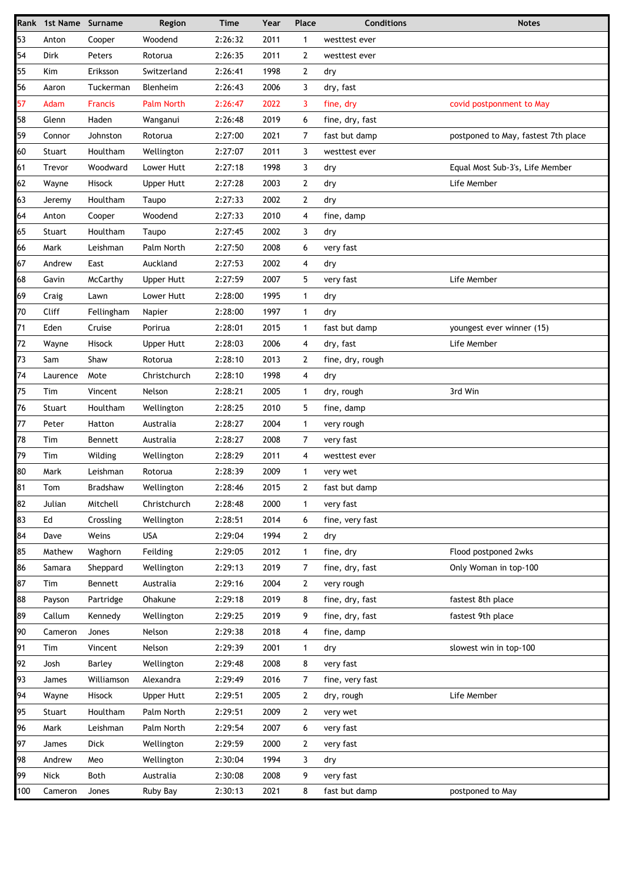| Rank | 1st Name | Surname | Region | Time | Year | Place | Conditions | Notes |
|---|---|---|---|---|---|---|---|---|
| 53 | Anton | Cooper | Woodend | 2:26:32 | 2011 | 1 | westtest ever | |
| 54 | Dirk | Peters | Rotorua | 2:26:35 | 2011 | 2 | westtest ever | |
| 55 | Kim | Eriksson | Switzerland | 2:26:41 | 1998 | 2 | dry | |
| 56 | Aaron | Tuckerman | Blenheim | 2:26:43 | 2006 | 3 | dry, fast | |
| 57 | Adam | Francis | Palm North | 2:26:47 | 2022 | 3 | fine, dry | covid postponment to May |
| 58 | Glenn | Haden | Wanganui | 2:26:48 | 2019 | 6 | fine, dry, fast | |
| 59 | Connor | Johnston | Rotorua | 2:27:00 | 2021 | 7 | fast but damp | postponed to May, fastest 7th place |
| 60 | Stuart | Houltham | Wellington | 2:27:07 | 2011 | 3 | westtest ever | |
| 61 | Trevor | Woodward | Lower Hutt | 2:27:18 | 1998 | 3 | dry | Equal Most Sub-3's, Life Member |
| 62 | Wayne | Hisock | Upper Hutt | 2:27:28 | 2003 | 2 | dry | Life Member |
| 63 | Jeremy | Houltham | Taupo | 2:27:33 | 2002 | 2 | dry | |
| 64 | Anton | Cooper | Woodend | 2:27:33 | 2010 | 4 | fine, damp | |
| 65 | Stuart | Houltham | Taupo | 2:27:45 | 2002 | 3 | dry | |
| 66 | Mark | Leishman | Palm North | 2:27:50 | 2008 | 6 | very fast | |
| 67 | Andrew | East | Auckland | 2:27:53 | 2002 | 4 | dry | |
| 68 | Gavin | McCarthy | Upper Hutt | 2:27:59 | 2007 | 5 | very fast | Life Member |
| 69 | Craig | Lawn | Lower Hutt | 2:28:00 | 1995 | 1 | dry | |
| 70 | Cliff | Fellingham | Napier | 2:28:00 | 1997 | 1 | dry | |
| 71 | Eden | Cruise | Porirua | 2:28:01 | 2015 | 1 | fast but damp | youngest ever winner (15) |
| 72 | Wayne | Hisock | Upper Hutt | 2:28:03 | 2006 | 4 | dry, fast | Life Member |
| 73 | Sam | Shaw | Rotorua | 2:28:10 | 2013 | 2 | fine, dry, rough | |
| 74 | Laurence | Mote | Christchurch | 2:28:10 | 1998 | 4 | dry | |
| 75 | Tim | Vincent | Nelson | 2:28:21 | 2005 | 1 | dry, rough | 3rd Win |
| 76 | Stuart | Houltham | Wellington | 2:28:25 | 2010 | 5 | fine, damp | |
| 77 | Peter | Hatton | Australia | 2:28:27 | 2004 | 1 | very rough | |
| 78 | Tim | Bennett | Australia | 2:28:27 | 2008 | 7 | very fast | |
| 79 | Tim | Wilding | Wellington | 2:28:29 | 2011 | 4 | westtest ever | |
| 80 | Mark | Leishman | Rotorua | 2:28:39 | 2009 | 1 | very wet | |
| 81 | Tom | Bradshaw | Wellington | 2:28:46 | 2015 | 2 | fast but damp | |
| 82 | Julian | Mitchell | Christchurch | 2:28:48 | 2000 | 1 | very fast | |
| 83 | Ed | Crossling | Wellington | 2:28:51 | 2014 | 6 | fine, very fast | |
| 84 | Dave | Weins | USA | 2:29:04 | 1994 | 2 | dry | |
| 85 | Mathew | Waghorn | Feilding | 2:29:05 | 2012 | 1 | fine, dry | Flood postponed 2wks |
| 86 | Samara | Sheppard | Wellington | 2:29:13 | 2019 | 7 | fine, dry, fast | Only Woman in top-100 |
| 87 | Tim | Bennett | Australia | 2:29:16 | 2004 | 2 | very rough | |
| 88 | Payson | Partridge | Ohakune | 2:29:18 | 2019 | 8 | fine, dry, fast | fastest 8th place |
| 89 | Callum | Kennedy | Wellington | 2:29:25 | 2019 | 9 | fine, dry, fast | fastest 9th place |
| 90 | Cameron | Jones | Nelson | 2:29:38 | 2018 | 4 | fine, damp | |
| 91 | Tim | Vincent | Nelson | 2:29:39 | 2001 | 1 | dry | slowest win in top-100 |
| 92 | Josh | Barley | Wellington | 2:29:48 | 2008 | 8 | very fast | |
| 93 | James | Williamson | Alexandra | 2:29:49 | 2016 | 7 | fine, very fast | |
| 94 | Wayne | Hisock | Upper Hutt | 2:29:51 | 2005 | 2 | dry, rough | Life Member |
| 95 | Stuart | Houltham | Palm North | 2:29:51 | 2009 | 2 | very wet | |
| 96 | Mark | Leishman | Palm North | 2:29:54 | 2007 | 6 | very fast | |
| 97 | James | Dick | Wellington | 2:29:59 | 2000 | 2 | very fast | |
| 98 | Andrew | Meo | Wellington | 2:30:04 | 1994 | 3 | dry | |
| 99 | Nick | Both | Australia | 2:30:08 | 2008 | 9 | very fast | |
| 100 | Cameron | Jones | Ruby Bay | 2:30:13 | 2021 | 8 | fast but damp | postponed to May |